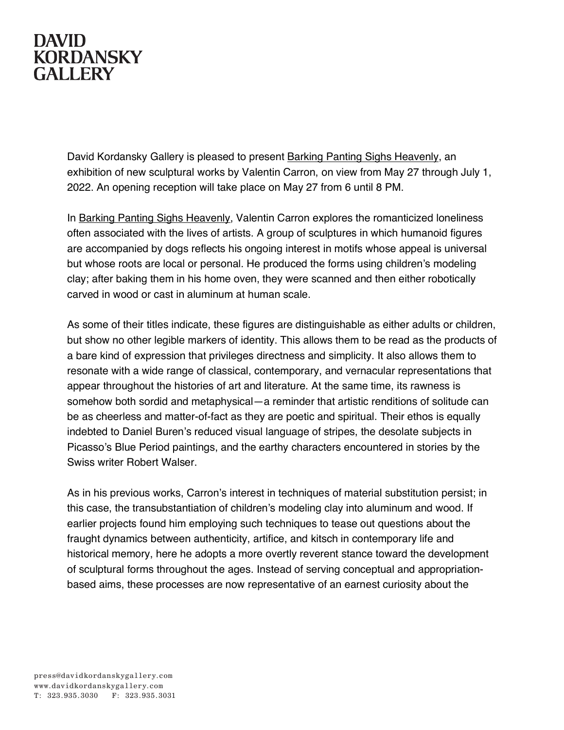# DAVID KORDANSKY GALLERY

David Kordansky Gallery is pleased to present Barking Panting Sighs Heavenly, an exhibition of new sculptural works by Valentin Carron, on view from May 27 through July 1, 2022. An opening reception will take place on May 27 from 6 until 8 PM.

In Barking Panting Sighs Heavenly, Valentin Carron explores the romanticized loneliness often associated with the lives of artists. A group of sculptures in which humanoid figures are accompanied by dogs reflects his ongoing interest in motifs whose appeal is universal but whose roots are local or personal. He produced the forms using children's modeling clay; after baking them in his home oven, they were scanned and then either robotically carved in wood or cast in aluminum at human scale.

As some of their titles indicate, these figures are distinguishable as either adults or children, but show no other legible markers of identity. This allows them to be read as the products of a bare kind of expression that privileges directness and simplicity. It also allows them to resonate with a wide range of classical, contemporary, and vernacular representations that appear throughout the histories of art and literature. At the same time, its rawness is somehow both sordid and metaphysical—a reminder that artistic renditions of solitude can be as cheerless and matter-of-fact as they are poetic and spiritual. Their ethos is equally indebted to Daniel Buren's reduced visual language of stripes, the desolate subjects in Picasso's Blue Period paintings, and the earthy characters encountered in stories by the Swiss writer Robert Walser.

As in his previous works, Carron's interest in techniques of material substitution persist; in this case, the transubstantiation of children's modeling clay into aluminum and wood. If earlier projects found him employing such techniques to tease out questions about the fraught dynamics between authenticity, artifice, and kitsch in contemporary life and historical memory, here he adopts a more overtly reverent stance toward the development of sculptural forms throughout the ages. Instead of serving conceptual and appropriation-based aims, these processes are now representative of an earnest curiosity about the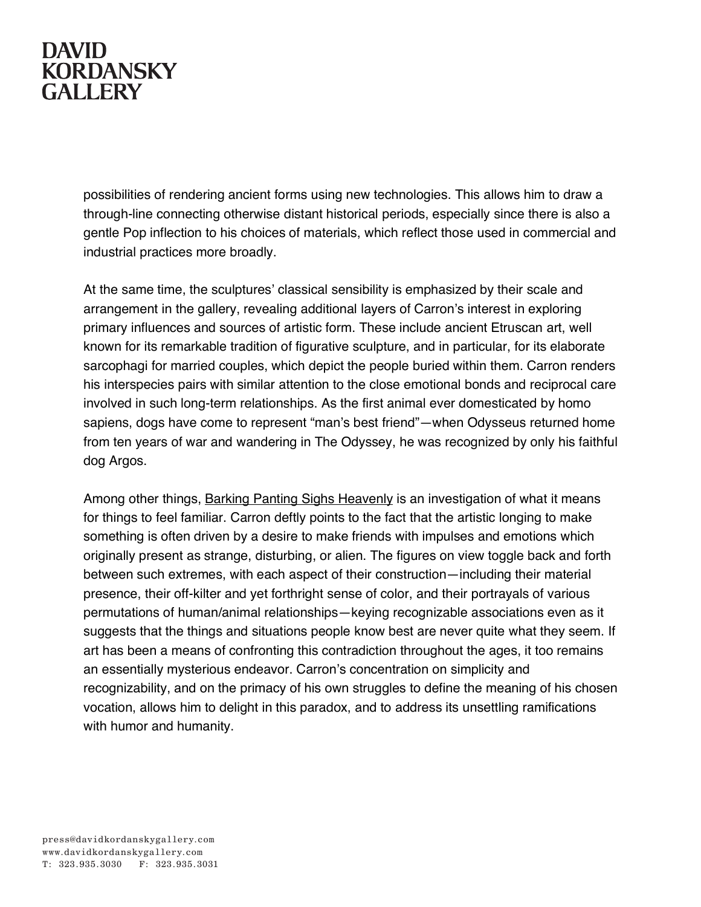possibilities of rendering ancient forms using new technologies. This allows him to draw a through-line connecting otherwise distant historical periods, especially since there is also a gentle Pop inflection to his choices of materials, which reflect those used in commercial and industrial practices more broadly.

At the same time, the sculptures' classical sensibility is emphasized by their scale and arrangement in the gallery, revealing additional layers of Carron's interest in exploring primary influences and sources of artistic form. These include ancient Etruscan art, well known for its remarkable tradition of figurative sculpture, and in particular, for its elaborate sarcophagi for married couples, which depict the people buried within them. Carron renders his interspecies pairs with similar attention to the close emotional bonds and reciprocal care involved in such long-term relationships. As the first animal ever domesticated by homo sapiens, dogs have come to represent "man's best friend"—when Odysseus returned home from ten years of war and wandering in The Odyssey, he was recognized by only his faithful dog Argos.

Among other things, Barking Panting Sighs Heavenly is an investigation of what it means for things to feel familiar. Carron deftly points to the fact that the artistic longing to make something is often driven by a desire to make friends with impulses and emotions which originally present as strange, disturbing, or alien. The figures on view toggle back and forth between such extremes, with each aspect of their construction—including their material presence, their off-kilter and yet forthright sense of color, and their portrayals of various permutations of human/animal relationships—keying recognizable associations even as it suggests that the things and situations people know best are never quite what they seem. If art has been a means of confronting this contradiction throughout the ages, it too remains an essentially mysterious endeavor. Carron's concentration on simplicity and recognizability, and on the primacy of his own struggles to define the meaning of his chosen vocation, allows him to delight in this paradox, and to address its unsettling ramifications with humor and humanity.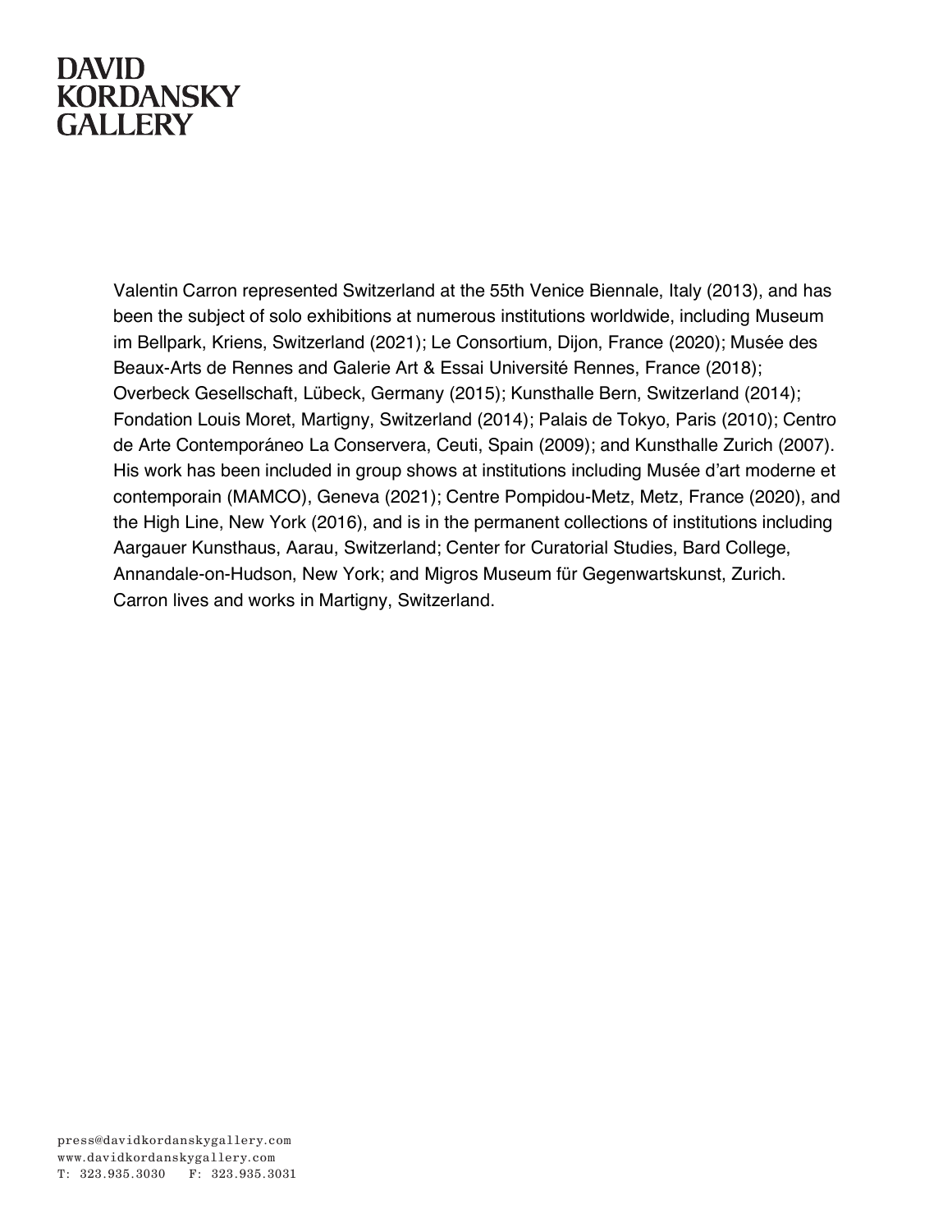Valentin Carron represented Switzerland at the 55th Venice Biennale, Italy (2013), and has been the subject of solo exhibitions at numerous institutions worldwide, including Museum im Bellpark, Kriens, Switzerland (2021); Le Consortium, Dijon, France (2020); Musée des Beaux-Arts de Rennes and Galerie Art & Essai Université Rennes, France (2018); Overbeck Gesellschaft, Lübeck, Germany (2015); Kunsthalle Bern, Switzerland (2014); Fondation Louis Moret, Martigny, Switzerland (2014); Palais de Tokyo, Paris (2010); Centro de Arte Contemporáneo La Conservera, Ceuti, Spain (2009); and Kunsthalle Zurich (2007). His work has been included in group shows at institutions including Musée d'art moderne et contemporain (MAMCO), Geneva (2021); Centre Pompidou-Metz, Metz, France (2020), and the High Line, New York (2016), and is in the permanent collections of institutions including Aargauer Kunsthaus, Aarau, Switzerland; Center for Curatorial Studies, Bard College, Annandale-on-Hudson, New York; and Migros Museum für Gegenwartskunst, Zurich. Carron lives and works in Martigny, Switzerland.